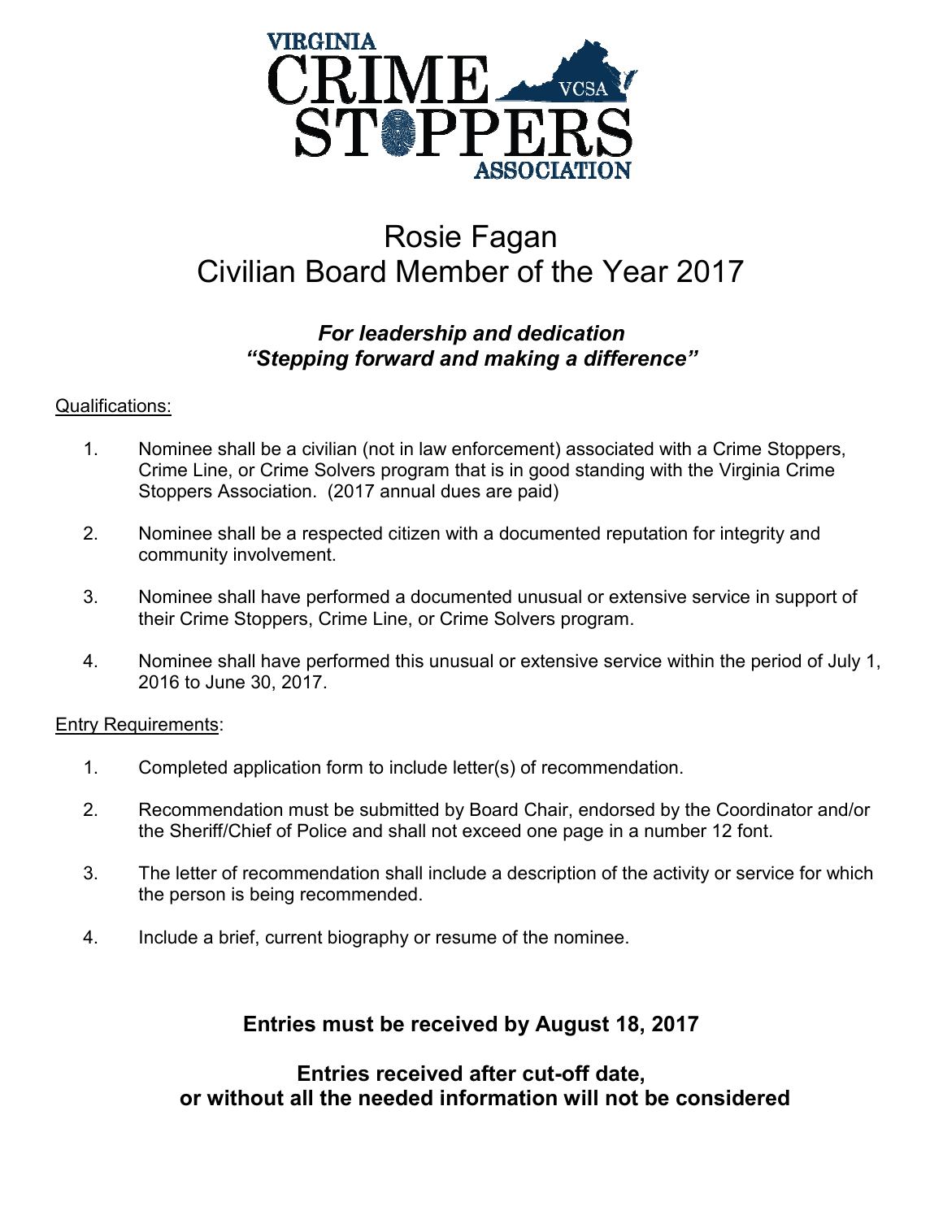# Rosie Fagan
# Civilian Board Member of the Year 2017

***For leadership and dedication***
***"Stepping forward and making a difference"***

Qualifications:

1. Nominee shall be a civilian (not in law enforcement) associated with a Crime Stoppers, Crime Line, or Crime Solvers program that is in good standing with the Virginia Crime Stoppers Association. (2017 annual dues are paid)

2. Nominee shall be a respected citizen with a documented reputation for integrity and community involvement.

3. Nominee shall have performed a documented unusual or extensive service in support of their Crime Stoppers, Crime Line, or Crime Solvers program.

4. Nominee shall have performed this unusual or extensive service within the period of July 1, 2016 to June 30, 2017.

Entry Requirements:

1. Completed application form to include letter(s) of recommendation.

2. Recommendation must be submitted by Board Chair, endorsed by the Coordinator and/or the Sheriff/Chief of Police and shall not exceed one page in a number 12 font.

3. The letter of recommendation shall include a description of the activity or service for which the person is being recommended.

4. Include a brief, current biography or resume of the nominee.

**Entries must be received by August 18, 2017**

**Entries received after cut-off date, or without all the needed information will not be considered**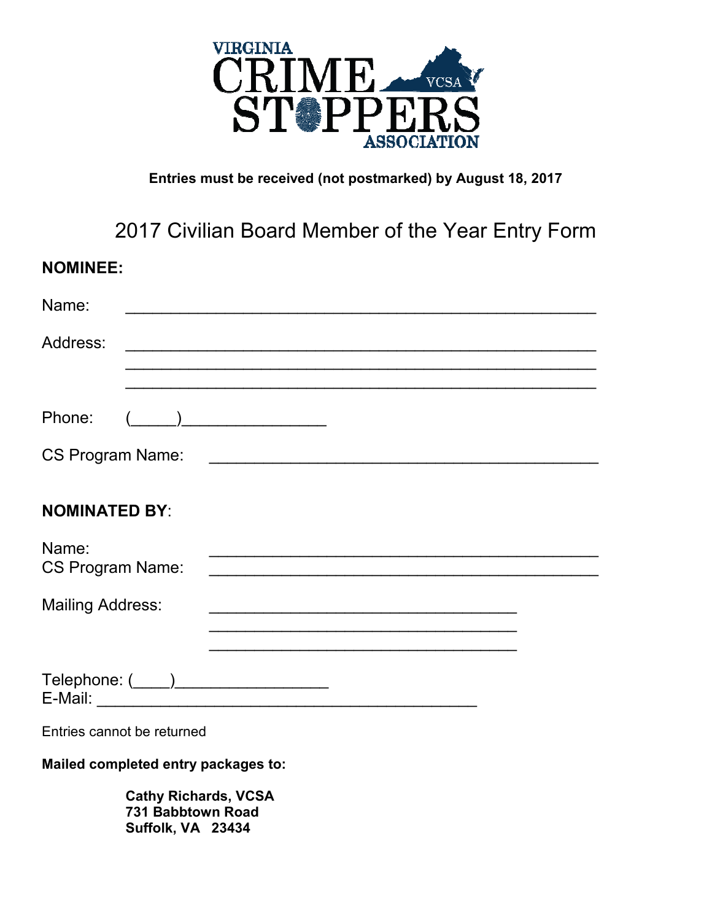VIRGINIA CRIME STOPPERS ASSOCIATION

**Entries must be received (not postmarked) by August 18, 2017**

# 2017 Civilian Board Member of the Year Entry Form

**NOMINEE:**

Name: ______________________________________________

Address: ______________________________________________

______________________________________________

______________________________________________

Phone: (_____)________________

CS Program Name: ______________________________________

**NOMINATED BY**:

Name: ______________________________________

CS Program Name: ______________________________________

Mailing Address: ________________________________

________________________________

________________________________

Telephone: (____)________________

E-Mail: ______________________________________

Entries cannot be returned

**Mailed completed entry packages to:**

**Cathy Richards, VCSA**
**731 Babbtown Road**
**Suffolk, VA 23434**